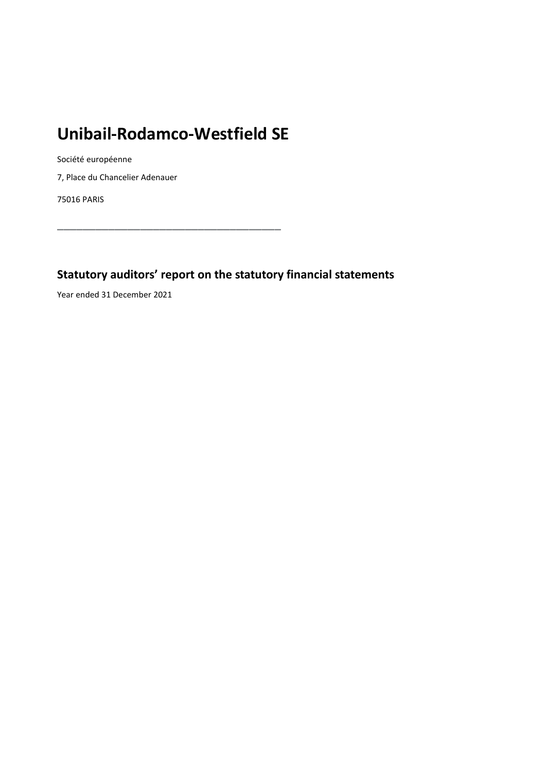# Unibail-Rodamco-Westfield SE

Société européenne

7, Place du Chancelier Adenauer

75016 PARIS

---

## Statutory auditors' report on the statutory financial statements

Year ended 31 December 2021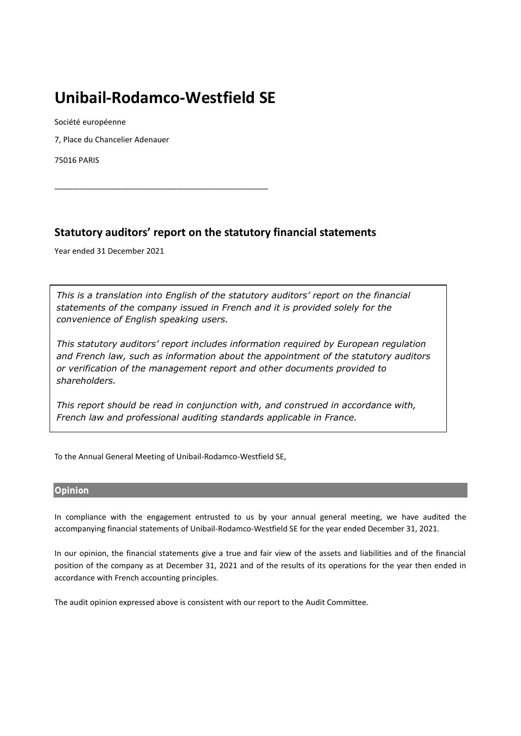# Unibail-Rodamco-Westfield SE

Société européenne

7, Place du Chancelier Adenauer

75016 PARIS

---

## Statutory auditors' report on the statutory financial statements

Year ended 31 December 2021

> *This is a translation into English of the statutory auditors' report on the financial statements of the company issued in French and it is provided solely for the convenience of English speaking users.*
>
> *This statutory auditors' report includes information required by European regulation and French law, such as information about the appointment of the statutory auditors or verification of the management report and other documents provided to shareholders.*
>
> *This report should be read in conjunction with, and construed in accordance with, French law and professional auditing standards applicable in France.*

To the Annual General Meeting of Unibail-Rodamco-Westfield SE,

### Opinion

In compliance with the engagement entrusted to us by your annual general meeting, we have audited the accompanying financial statements of Unibail-Rodamco-Westfield SE for the year ended December 31, 2021.

In our opinion, the financial statements give a true and fair view of the assets and liabilities and of the financial position of the company as at December 31, 2021 and of the results of its operations for the year then ended in accordance with French accounting principles.

The audit opinion expressed above is consistent with our report to the Audit Committee.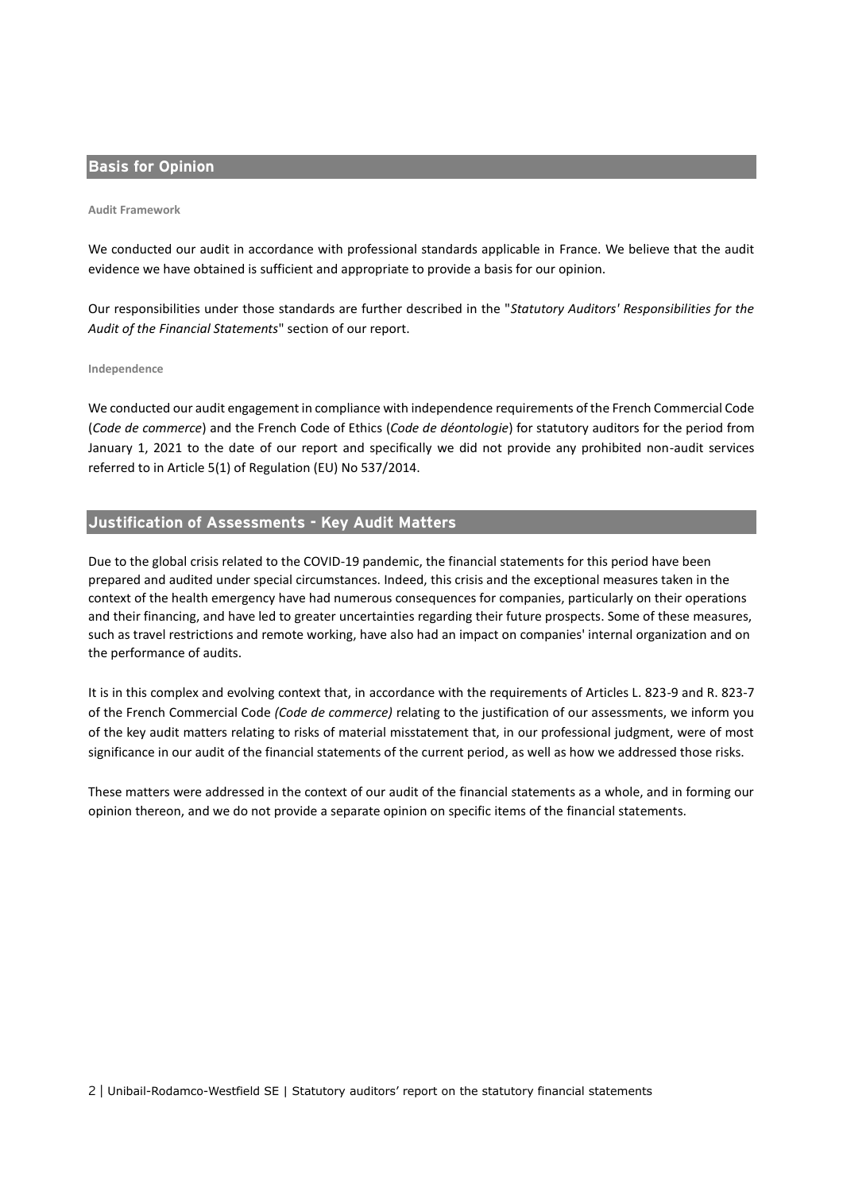## Basis for Opinion

### Audit Framework

We conducted our audit in accordance with professional standards applicable in France. We believe that the audit evidence we have obtained is sufficient and appropriate to provide a basis for our opinion.

Our responsibilities under those standards are further described in the "*Statutory Auditors' Responsibilities for the Audit of the Financial Statements*" section of our report.

### Independence

We conducted our audit engagement in compliance with independence requirements of the French Commercial Code (*Code de commerce*) and the French Code of Ethics (*Code de déontologie*) for statutory auditors for the period from January 1, 2021 to the date of our report and specifically we did not provide any prohibited non-audit services referred to in Article 5(1) of Regulation (EU) No 537/2014.

## Justification of Assessments - Key Audit Matters

Due to the global crisis related to the COVID-19 pandemic, the financial statements for this period have been prepared and audited under special circumstances. Indeed, this crisis and the exceptional measures taken in the context of the health emergency have had numerous consequences for companies, particularly on their operations and their financing, and have led to greater uncertainties regarding their future prospects. Some of these measures, such as travel restrictions and remote working, have also had an impact on companies' internal organization and on the performance of audits.

It is in this complex and evolving context that, in accordance with the requirements of Articles L. 823-9 and R. 823-7 of the French Commercial Code *(Code de commerce)* relating to the justification of our assessments, we inform you of the key audit matters relating to risks of material misstatement that, in our professional judgment, were of most significance in our audit of the financial statements of the current period, as well as how we addressed those risks.

These matters were addressed in the context of our audit of the financial statements as a whole, and in forming our opinion thereon, and we do not provide a separate opinion on specific items of the financial statements.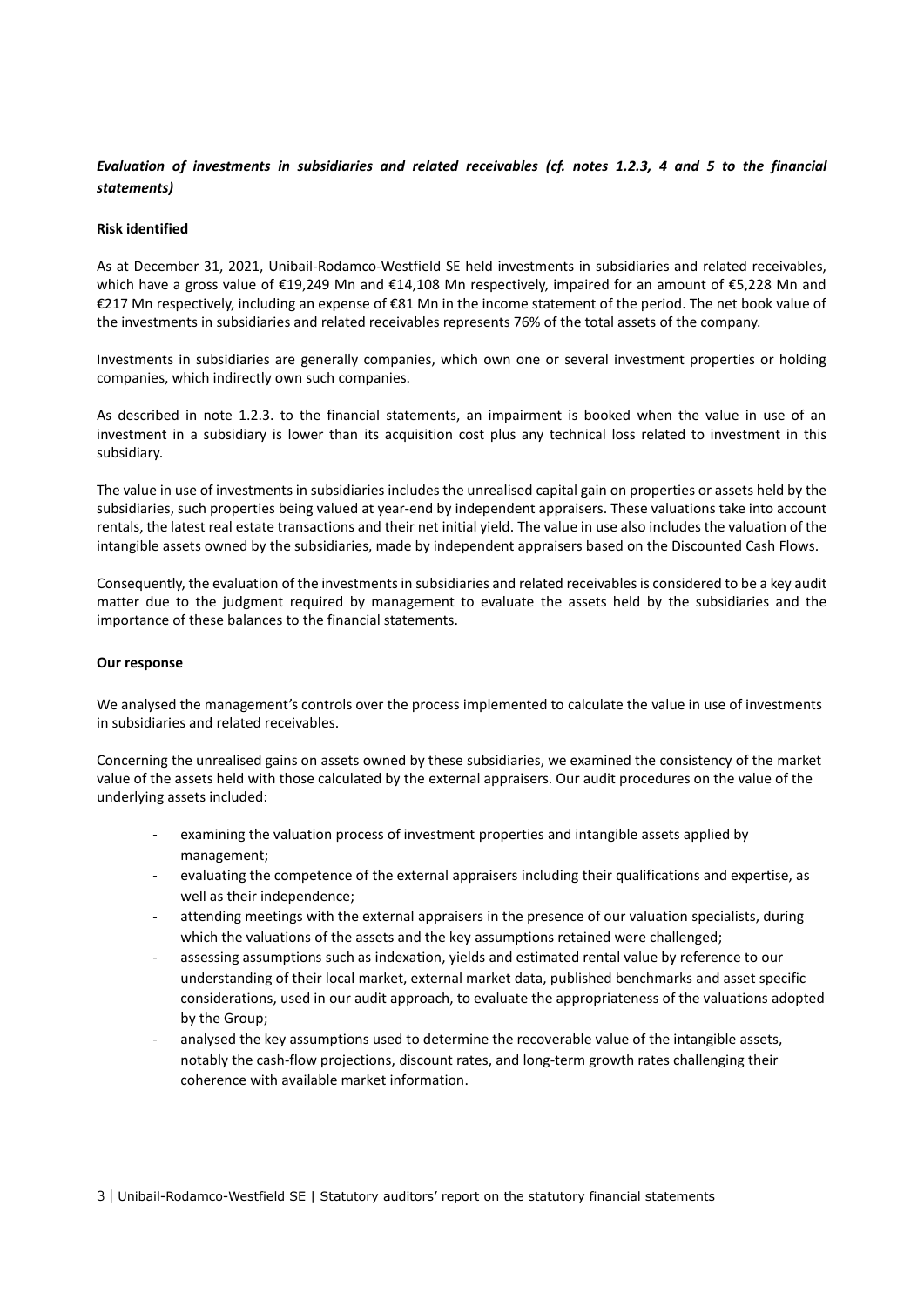***Evaluation of investments in subsidiaries and related receivables (cf. notes 1.2.3, 4 and 5 to the financial statements)***

**Risk identified**

As at December 31, 2021, Unibail-Rodamco-Westfield SE held investments in subsidiaries and related receivables, which have a gross value of €19,249 Mn and €14,108 Mn respectively, impaired for an amount of €5,228 Mn and €217 Mn respectively, including an expense of €81 Mn in the income statement of the period. The net book value of the investments in subsidiaries and related receivables represents 76% of the total assets of the company.

Investments in subsidiaries are generally companies, which own one or several investment properties or holding companies, which indirectly own such companies.

As described in note 1.2.3. to the financial statements, an impairment is booked when the value in use of an investment in a subsidiary is lower than its acquisition cost plus any technical loss related to investment in this subsidiary.

The value in use of investments in subsidiaries includes the unrealised capital gain on properties or assets held by the subsidiaries, such properties being valued at year-end by independent appraisers. These valuations take into account rentals, the latest real estate transactions and their net initial yield. The value in use also includes the valuation of the intangible assets owned by the subsidiaries, made by independent appraisers based on the Discounted Cash Flows.

Consequently, the evaluation of the investments in subsidiaries and related receivables is considered to be a key audit matter due to the judgment required by management to evaluate the assets held by the subsidiaries and the importance of these balances to the financial statements.

**Our response**

We analysed the management's controls over the process implemented to calculate the value in use of investments in subsidiaries and related receivables.

Concerning the unrealised gains on assets owned by these subsidiaries, we examined the consistency of the market value of the assets held with those calculated by the external appraisers. Our audit procedures on the value of the underlying assets included:

- examining the valuation process of investment properties and intangible assets applied by management;
- evaluating the competence of the external appraisers including their qualifications and expertise, as well as their independence;
- attending meetings with the external appraisers in the presence of our valuation specialists, during which the valuations of the assets and the key assumptions retained were challenged;
- assessing assumptions such as indexation, yields and estimated rental value by reference to our understanding of their local market, external market data, published benchmarks and asset specific considerations, used in our audit approach, to evaluate the appropriateness of the valuations adopted by the Group;
- analysed the key assumptions used to determine the recoverable value of the intangible assets, notably the cash-flow projections, discount rates, and long-term growth rates challenging their coherence with available market information.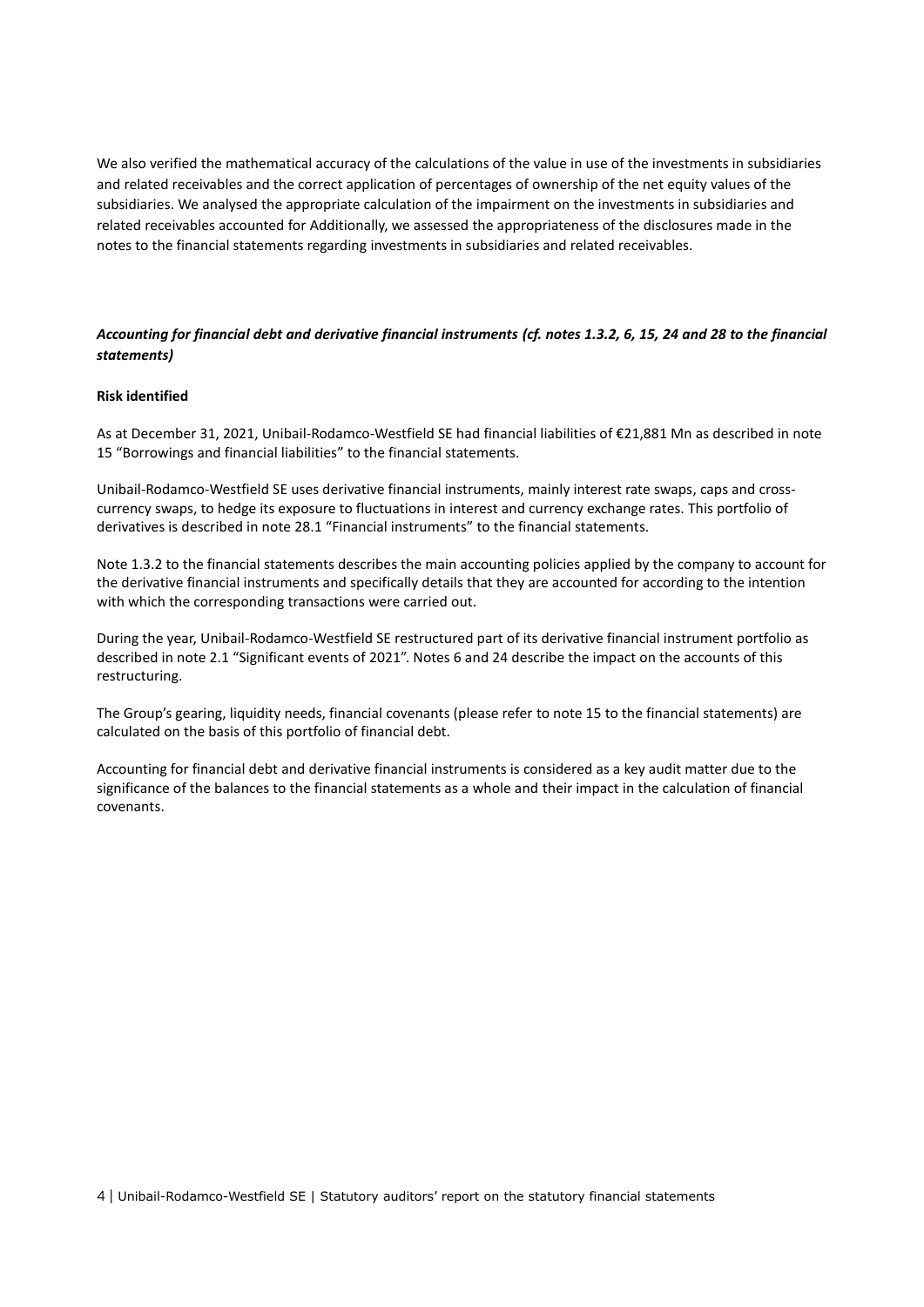We also verified the mathematical accuracy of the calculations of the value in use of the investments in subsidiaries and related receivables and the correct application of percentages of ownership of the net equity values of the subsidiaries. We analysed the appropriate calculation of the impairment on the investments in subsidiaries and related receivables accounted for Additionally, we assessed the appropriateness of the disclosures made in the notes to the financial statements regarding investments in subsidiaries and related receivables.

### *Accounting for financial debt and derivative financial instruments (cf. notes 1.3.2, 6, 15, 24 and 28 to the financial statements)*

**Risk identified**

As at December 31, 2021, Unibail-Rodamco-Westfield SE had financial liabilities of €21,881 Mn as described in note 15 "Borrowings and financial liabilities" to the financial statements.

Unibail-Rodamco-Westfield SE uses derivative financial instruments, mainly interest rate swaps, caps and cross-currency swaps, to hedge its exposure to fluctuations in interest and currency exchange rates. This portfolio of derivatives is described in note 28.1 "Financial instruments" to the financial statements.

Note 1.3.2 to the financial statements describes the main accounting policies applied by the company to account for the derivative financial instruments and specifically details that they are accounted for according to the intention with which the corresponding transactions were carried out.

During the year, Unibail-Rodamco-Westfield SE restructured part of its derivative financial instrument portfolio as described in note 2.1 "Significant events of 2021". Notes 6 and 24 describe the impact on the accounts of this restructuring.

The Group's gearing, liquidity needs, financial covenants (please refer to note 15 to the financial statements) are calculated on the basis of this portfolio of financial debt.

Accounting for financial debt and derivative financial instruments is considered as a key audit matter due to the significance of the balances to the financial statements as a whole and their impact in the calculation of financial covenants.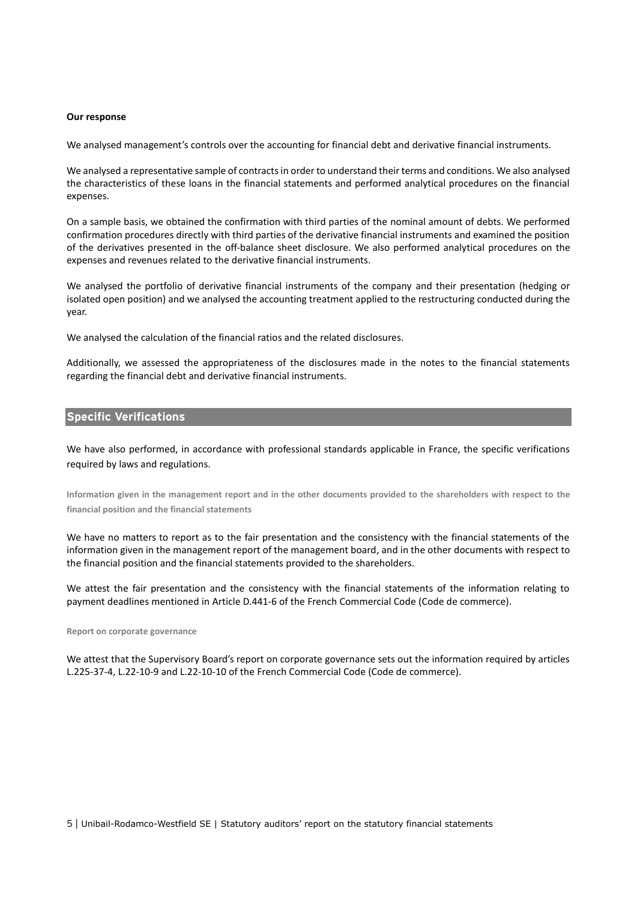**Our response**

We analysed management's controls over the accounting for financial debt and derivative financial instruments.

We analysed a representative sample of contracts in order to understand their terms and conditions. We also analysed the characteristics of these loans in the financial statements and performed analytical procedures on the financial expenses.

On a sample basis, we obtained the confirmation with third parties of the nominal amount of debts. We performed confirmation procedures directly with third parties of the derivative financial instruments and examined the position of the derivatives presented in the off-balance sheet disclosure. We also performed analytical procedures on the expenses and revenues related to the derivative financial instruments.

We analysed the portfolio of derivative financial instruments of the company and their presentation (hedging or isolated open position) and we analysed the accounting treatment applied to the restructuring conducted during the year.

We analysed the calculation of the financial ratios and the related disclosures.

Additionally, we assessed the appropriateness of the disclosures made in the notes to the financial statements regarding the financial debt and derivative financial instruments.

## Specific Verifications

We have also performed, in accordance with professional standards applicable in France, the specific verifications required by laws and regulations.

### Information given in the management report and in the other documents provided to the shareholders with respect to the financial position and the financial statements

We have no matters to report as to the fair presentation and the consistency with the financial statements of the information given in the management report of the management board, and in the other documents with respect to the financial position and the financial statements provided to the shareholders.

We attest the fair presentation and the consistency with the financial statements of the information relating to payment deadlines mentioned in Article D.441-6 of the French Commercial Code (Code de commerce).

### Report on corporate governance

We attest that the Supervisory Board's report on corporate governance sets out the information required by articles L.225-37-4, L.22-10-9 and L.22-10-10 of the French Commercial Code (Code de commerce).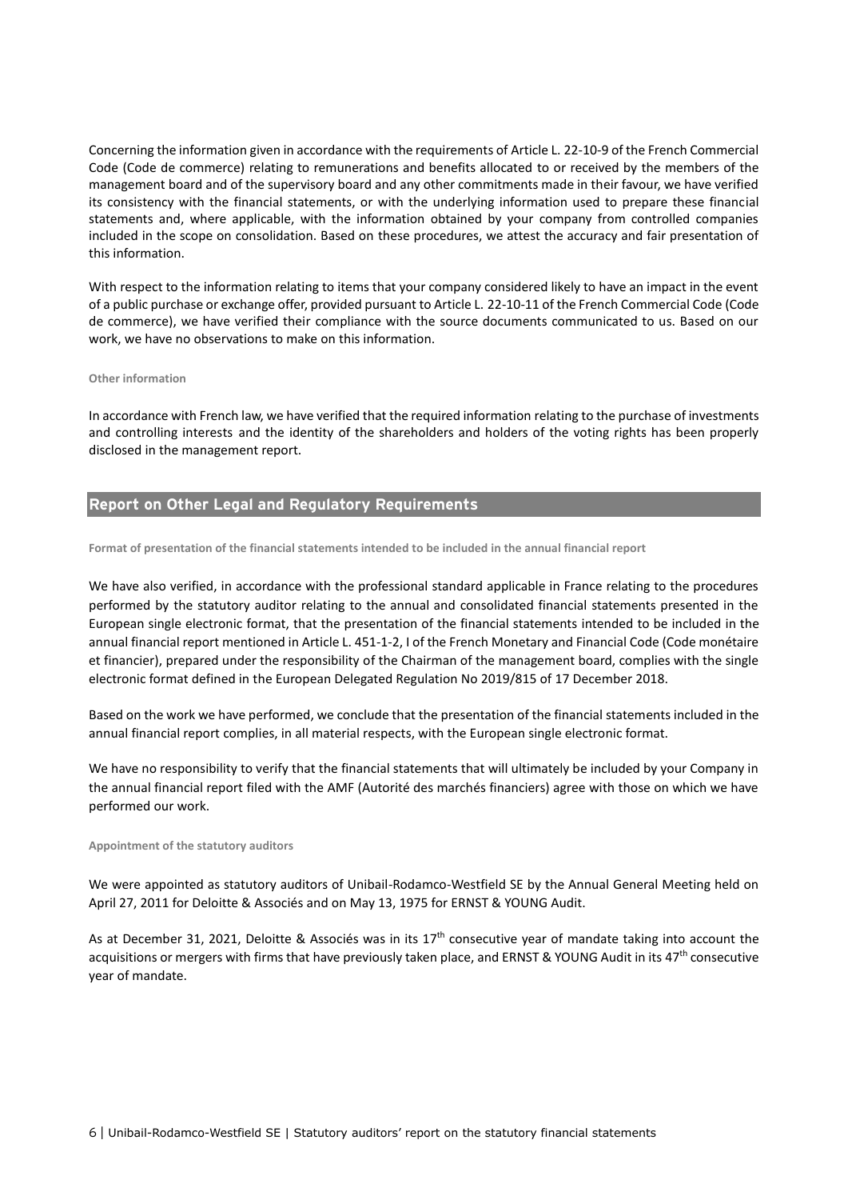Concerning the information given in accordance with the requirements of Article L. 22-10-9 of the French Commercial Code (Code de commerce) relating to remunerations and benefits allocated to or received by the members of the management board and of the supervisory board and any other commitments made in their favour, we have verified its consistency with the financial statements, or with the underlying information used to prepare these financial statements and, where applicable, with the information obtained by your company from controlled companies included in the scope on consolidation. Based on these procedures, we attest the accuracy and fair presentation of this information.

With respect to the information relating to items that your company considered likely to have an impact in the event of a public purchase or exchange offer, provided pursuant to Article L. 22-10-11 of the French Commercial Code (Code de commerce), we have verified their compliance with the source documents communicated to us. Based on our work, we have no observations to make on this information.

#### Other information

In accordance with French law, we have verified that the required information relating to the purchase of investments and controlling interests and the identity of the shareholders and holders of the voting rights has been properly disclosed in the management report.

## Report on Other Legal and Regulatory Requirements

#### Format of presentation of the financial statements intended to be included in the annual financial report

We have also verified, in accordance with the professional standard applicable in France relating to the procedures performed by the statutory auditor relating to the annual and consolidated financial statements presented in the European single electronic format, that the presentation of the financial statements intended to be included in the annual financial report mentioned in Article L. 451-1-2, I of the French Monetary and Financial Code (Code monétaire et financier), prepared under the responsibility of the Chairman of the management board, complies with the single electronic format defined in the European Delegated Regulation No 2019/815 of 17 December 2018.

Based on the work we have performed, we conclude that the presentation of the financial statements included in the annual financial report complies, in all material respects, with the European single electronic format.

We have no responsibility to verify that the financial statements that will ultimately be included by your Company in the annual financial report filed with the AMF (Autorité des marchés financiers) agree with those on which we have performed our work.

#### Appointment of the statutory auditors

We were appointed as statutory auditors of Unibail-Rodamco-Westfield SE by the Annual General Meeting held on April 27, 2011 for Deloitte & Associés and on May 13, 1975 for ERNST & YOUNG Audit.

As at December 31, 2021, Deloitte & Associés was in its 17th consecutive year of mandate taking into account the acquisitions or mergers with firms that have previously taken place, and ERNST & YOUNG Audit in its 47th consecutive year of mandate.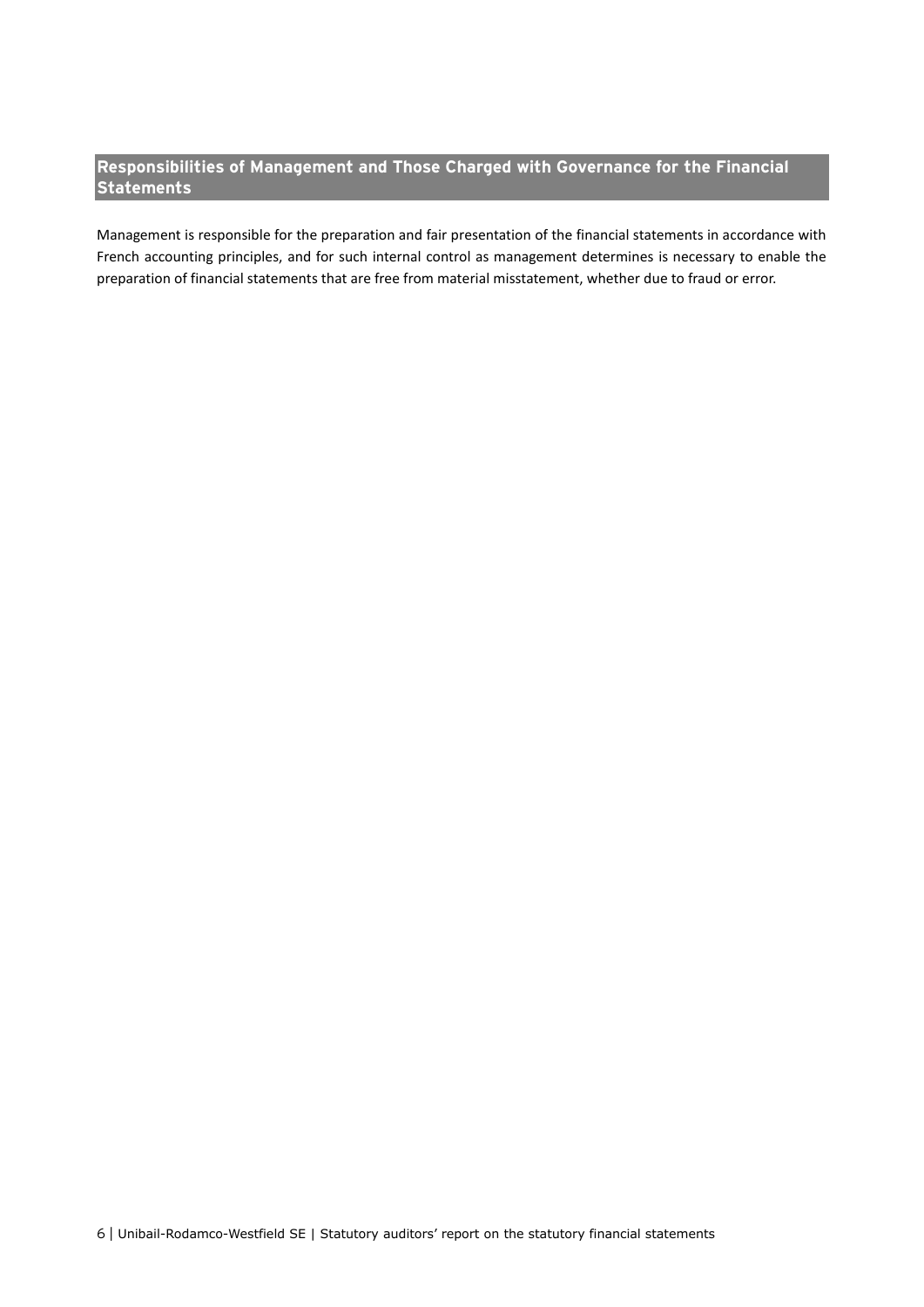## Responsibilities of Management and Those Charged with Governance for the Financial Statements

Management is responsible for the preparation and fair presentation of the financial statements in accordance with French accounting principles, and for such internal control as management determines is necessary to enable the preparation of financial statements that are free from material misstatement, whether due to fraud or error.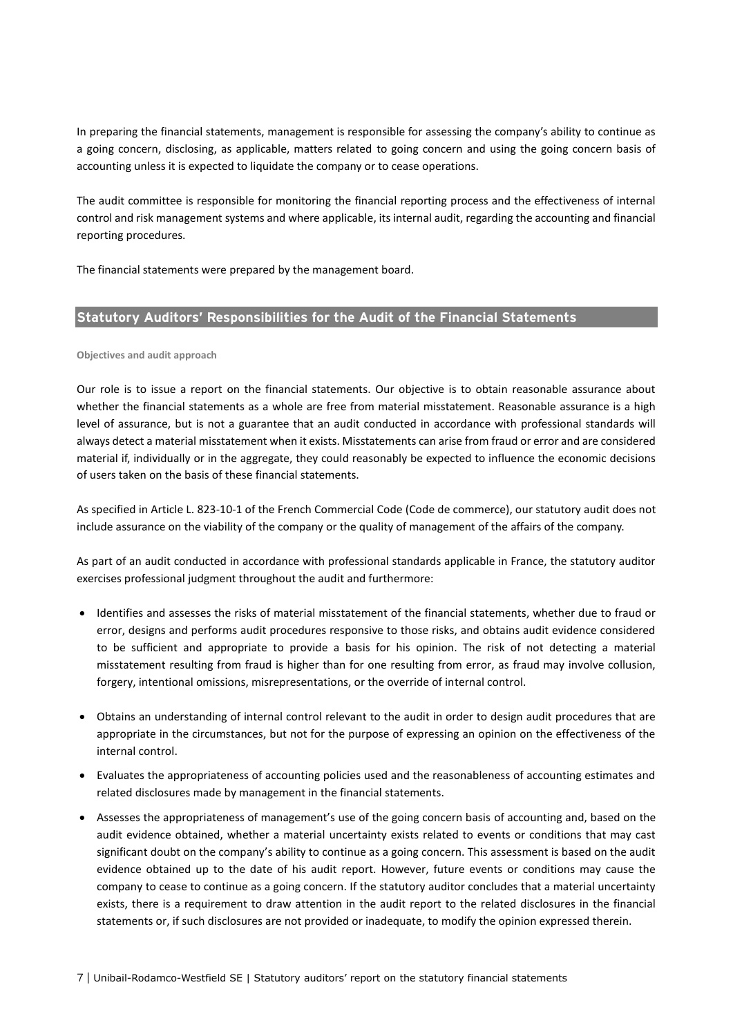In preparing the financial statements, management is responsible for assessing the company's ability to continue as a going concern, disclosing, as applicable, matters related to going concern and using the going concern basis of accounting unless it is expected to liquidate the company or to cease operations.

The audit committee is responsible for monitoring the financial reporting process and the effectiveness of internal control and risk management systems and where applicable, its internal audit, regarding the accounting and financial reporting procedures.

The financial statements were prepared by the management board.

## Statutory Auditors' Responsibilities for the Audit of the Financial Statements

#### Objectives and audit approach

Our role is to issue a report on the financial statements. Our objective is to obtain reasonable assurance about whether the financial statements as a whole are free from material misstatement. Reasonable assurance is a high level of assurance, but is not a guarantee that an audit conducted in accordance with professional standards will always detect a material misstatement when it exists. Misstatements can arise from fraud or error and are considered material if, individually or in the aggregate, they could reasonably be expected to influence the economic decisions of users taken on the basis of these financial statements.

As specified in Article L. 823-10-1 of the French Commercial Code (Code de commerce), our statutory audit does not include assurance on the viability of the company or the quality of management of the affairs of the company.

As part of an audit conducted in accordance with professional standards applicable in France, the statutory auditor exercises professional judgment throughout the audit and furthermore:

- Identifies and assesses the risks of material misstatement of the financial statements, whether due to fraud or error, designs and performs audit procedures responsive to those risks, and obtains audit evidence considered to be sufficient and appropriate to provide a basis for his opinion. The risk of not detecting a material misstatement resulting from fraud is higher than for one resulting from error, as fraud may involve collusion, forgery, intentional omissions, misrepresentations, or the override of internal control.
- Obtains an understanding of internal control relevant to the audit in order to design audit procedures that are appropriate in the circumstances, but not for the purpose of expressing an opinion on the effectiveness of the internal control.
- Evaluates the appropriateness of accounting policies used and the reasonableness of accounting estimates and related disclosures made by management in the financial statements.
- Assesses the appropriateness of management's use of the going concern basis of accounting and, based on the audit evidence obtained, whether a material uncertainty exists related to events or conditions that may cast significant doubt on the company's ability to continue as a going concern. This assessment is based on the audit evidence obtained up to the date of his audit report. However, future events or conditions may cause the company to cease to continue as a going concern. If the statutory auditor concludes that a material uncertainty exists, there is a requirement to draw attention in the audit report to the related disclosures in the financial statements or, if such disclosures are not provided or inadequate, to modify the opinion expressed therein.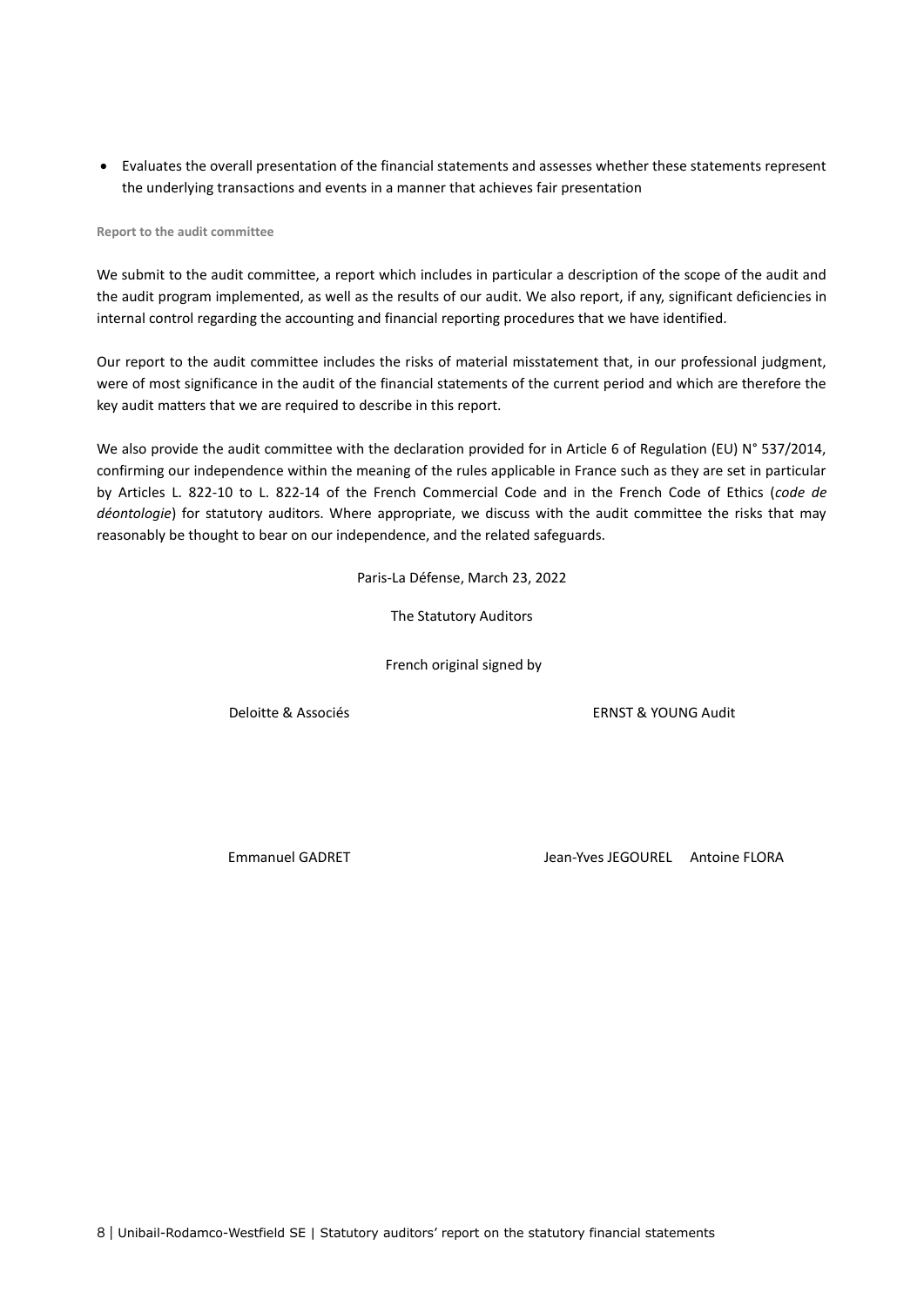- Evaluates the overall presentation of the financial statements and assesses whether these statements represent the underlying transactions and events in a manner that achieves fair presentation

**Report to the audit committee**

We submit to the audit committee, a report which includes in particular a description of the scope of the audit and the audit program implemented, as well as the results of our audit. We also report, if any, significant deficiencies in internal control regarding the accounting and financial reporting procedures that we have identified.

Our report to the audit committee includes the risks of material misstatement that, in our professional judgment, were of most significance in the audit of the financial statements of the current period and which are therefore the key audit matters that we are required to describe in this report.

We also provide the audit committee with the declaration provided for in Article 6 of Regulation (EU) N° 537/2014, confirming our independence within the meaning of the rules applicable in France such as they are set in particular by Articles L. 822-10 to L. 822-14 of the French Commercial Code and in the French Code of Ethics (*code de déontologie*) for statutory auditors. Where appropriate, we discuss with the audit committee the risks that may reasonably be thought to bear on our independence, and the related safeguards.

Paris-La Défense, March 23, 2022

The Statutory Auditors

French original signed by

Deloitte & Associés

Emmanuel GADRET

ERNST & YOUNG Audit

Jean-Yves JEGOUREL     Antoine FLORA